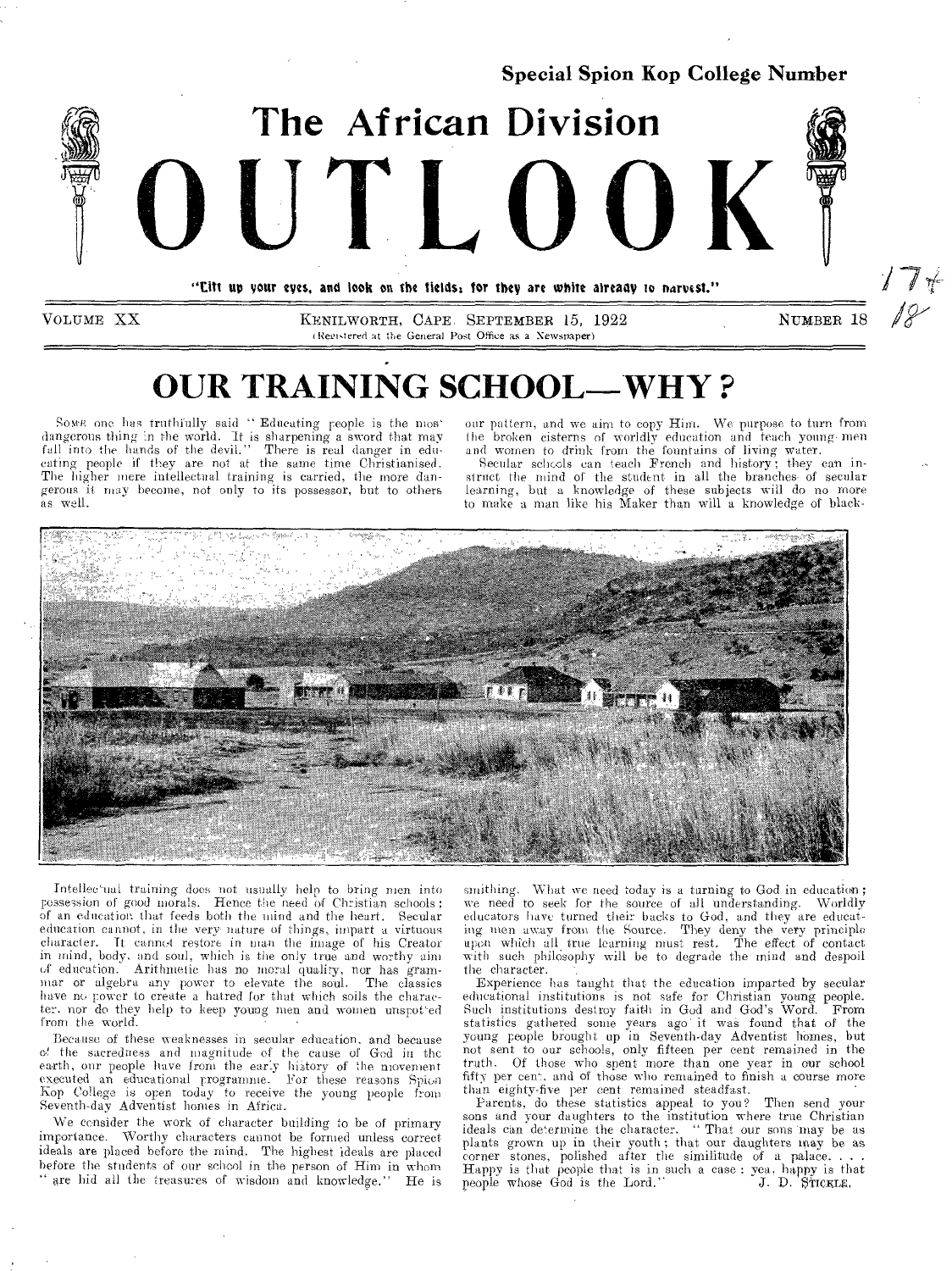Special Spion Kop College Number

# The African Division OUTLOOK

"Lift up your eyes, and look on the fields; for they are white already to harvest."

VOLUME XX | KENILWORTH, CAPE. SEPTEMBER 15, 1922 | NUMBER 18

(Registered at the General Post Office as a Newspaper)

## OUR TRAINING SCHOOL—WHY?

SOME one has truthfully said "Educating people is the most dangerous thing in the world. It is sharpening a sword that may fall into the hands of the devil." There is real danger in educating people if they are not at the same time Christianised. The higher mere intellectual training is carried, the more dangerous it may become, not only to its possessor, but to others as well.

Intellectual training does not usually help to bring men into possession of good morals. Hence the need of Christian schools; of an education that feeds both the mind and the heart. Secular education cannot, in the very nature of things, impart a virtuous character. It cannot restore in man the image of his Creator in mind, body, and soul, which is the only true and worthy aim of education. Arithmetic has no moral quality, nor has grammar or algebra any power to elevate the soul. The classics have no power to create a hatred for that which soils the character, nor do they help to keep young men and women unspotted from the world.

Because of these weaknesses in secular education, and because of the sacredness and magnitude of the cause of God in the earth, our people have from the early history of the movement executed an educational programme. For these reasons Spion Kop College is open today to receive the young people from Seventh-day Adventist homes in Africa.

We consider the work of character building to be of primary importance. Worthy characters cannot be formed unless correct ideals are placed before the mind. The highest ideals are placed before the students of our school in the person of Him in whom "are hid all the treasures of wisdom and knowledge." He is our pattern, and we aim to copy Him. We purpose to turn from the broken cisterns of worldly education and teach young men and women to drink from the fountains of living water.

Secular schools can teach French and history; they can instruct the mind of the student in all the branches of secular learning, but a knowledge of these subjects will do no more to make a man like his Maker than will a knowledge of blacksmithing. What we need today is a turning to God in education; we need to seek for the source of all understanding. Worldly educators have turned their backs to God, and they are educating men away from the Source. They deny the very principle upon which all true learning must rest. The effect of contact with such philosophy will be to degrade the mind and despoil the character.

Experience has taught that the education imparted by secular educational institutions is not safe for Christian young people. Such institutions destroy faith in God and God's Word. From statistics gathered some years ago it was found that of the young people brought up in Seventh-day Adventist homes, but not sent to our schools, only fifteen per cent remained in the truth. Of those who spent more than one year in our school fifty per cent, and of those who remained to finish a course more than eighty-five per cent remained steadfast.

Parents, do these statistics appeal to you? Then send your sons and your daughters to the institution where true Christian ideals can determine the character. "That our sons may be as plants grown up in their youth; that our daughters may be as corner stones, polished after the similitude of a palace. . . . Happy is that people that is in such a case: yea, happy is that people whose God is the Lord."

J. D. STICKLE.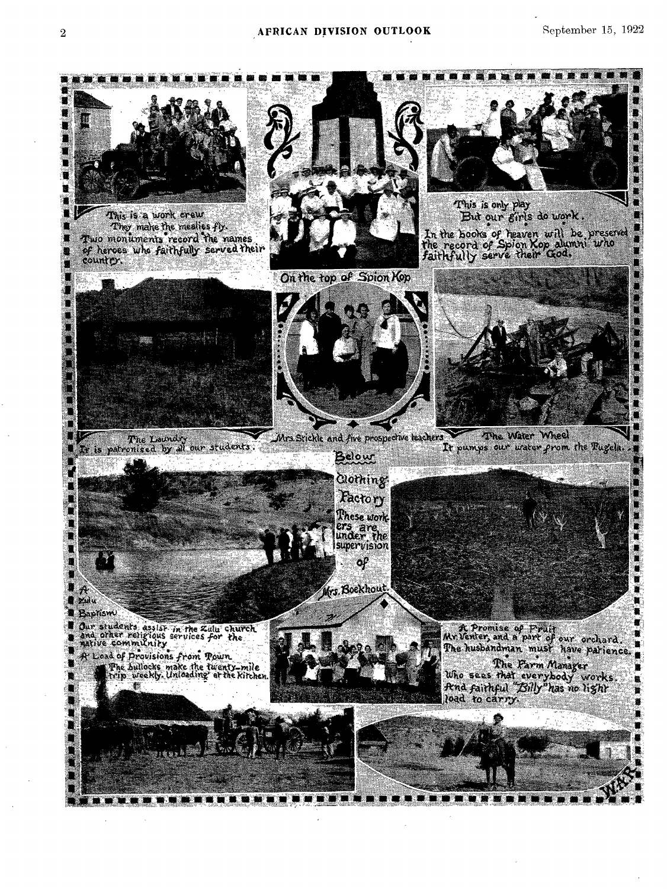This is a work crew
They make the mealies fly.

Two monuments record the names of heroes who faithfully served their country.

On the top of Spion Kop

This is only play
But our girls do work.

In the books of heaven will be preserved the record of Spion Kop alumni who faithfully serve their God.

The Laundry
It is patronised by all our students.

Mrs. Stickle and five prospective teachers

The Water Wheel
It pumps our water from the Tugela.

Below
Clothing Factory
These workers are under the supervision of Mrs. Boekhout.

A Zulu Baptism
Our students assist in the Zulu church and other religious services for the native community.

A Load of Provisions from Town
The bullocks make the twenty-mile trip weekly. Unloading at the Kitchen.

A Promise of Fruit
Mr. Venter, and a part of our orchard.
The husbandman must have patience.

The Farm Manager
Who sees that everybody works.
And faithful "Billy" has no light load to carry.

W.A.R.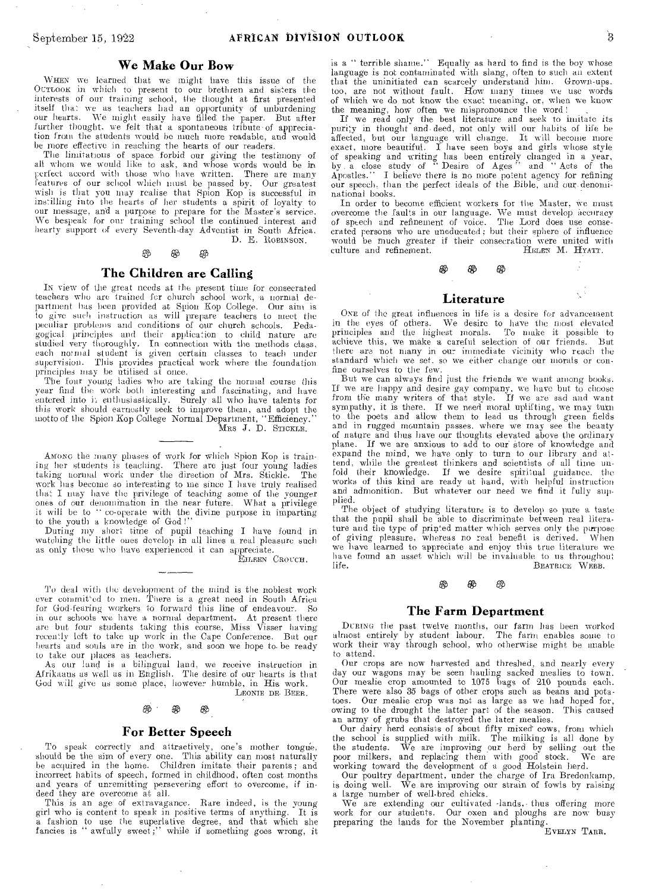## We Make Our Bow

When we learned that we might have this issue of the Outlook in which to present to our brethren and sisters the interests of our training school, the thought at first presented itself that we as teachers had an opportunity of unburdening our hearts. We might easily have filled the paper. But after further thought, we felt that a spontaneous tribute of appreciation from the students would be much more readable, and would be more effective in reaching the hearts of our readers.

The limitations of space forbid our giving the testimony of all whom we would like to ask, and whose words would be in perfect accord with those who have written. There are many features of our school which must be passed by. Our greatest wish is that you may realise that Spion Kop is successful in instilling into the hearts of her students a spirit of loyalty to our message, and a purpose to prepare for the Master's service. We bespeak for our training school the continued interest and hearty support of every Seventh-day Adventist in South Africa.

D. E. Robinson.

## The Children are Calling

In view of the great needs at the present time for consecrated teachers who are trained for church school work, a normal department has been provided at Spion Kop College. Our aim is to give such instruction as will prepare teachers to meet the peculiar problems and conditions of our church schools. Pedagogical principles and their application to child nature are studied very thoroughly. In connection with the methods class, each normal student is given certain classes to teach under supervision. This provides practical work where the foundation principles may be utilised at once.

The four young ladies who are taking the normal course this year find the work both interesting and fascinating, and have entered into it enthusiastically. Surely all who have talents for this work should earnestly seek to improve them, and adopt the motto of the Spion Kop College Normal Department, "Efficiency."

Mrs J. D. Stickle.

---

Among the many phases of work for which Spion Kop is training her students is teaching. There are just four young ladies taking normal work under the direction of Mrs. Stickle. The work has become so interesting to me since I have truly realised that I may have the privilege of teaching some of the younger ones of our denomination in the near future. What a privilege it will be to "co-operate with the divine purpose in imparting to the youth a knowledge of God!"

During my short time of pupil teaching I have found in watching the little ones develop in all lines a real pleasure such as only those who have experienced it can appreciate.

Eileen Crouch.

---

To deal with the development of the mind is the noblest work ever committed to men. There is a great need in South Africa for God-fearing workers to forward this line of endeavour. So in our schools we have a normal department. At present there are but four students taking this course, Miss Visser having recently left to take up work in the Cape Conference. But our hearts and souls are in the work, and soon we hope to be ready to take our places as teachers.

As our land is a bilingual land, we receive instruction in Afrikaans as well as in English. The desire of our hearts is that God will give us some place, however humble, in His work.

Leonie de Beer.

## For Better Speech

To speak correctly and attractively, one's mother tongue, should be the aim of every one. This ability can most naturally be acquired in the home. Children imitate their parents; and incorrect habits of speech, formed in childhood, often cost months and years of unremitting persevering effort to overcome, if indeed they are overcome at all.

This is an age of extravagance. Rare indeed, is the young girl who is content to speak in positive terms of anything. It is a fashion to use the superlative degree, and that which she fancies is "awfully sweet;" while if something goes wrong, it is a "terrible shame." Equally as hard to find is the boy whose language is not contaminated with slang, often to such an extent that the uninitiated can scarcely understand him. Grown-ups, too, are not without fault. How many times we use words of which we do not know the exact meaning, or, when we know the meaning, how often we mispronounce the word!

If we read only the best literature and seek to imitate its purity in thought and deed, not only will our habits of life be affected, but our language will change. It will become more exact, more beautiful. I have seen boys and girls whose style of speaking and writing has been entirely changed in a year, by a close study of "Desire of Ages" and "Acts of the Apostles." I believe there is no more potent agency for refining our speech, than the perfect ideals of the Bible, and our denominational books.

In order to become efficient workers for the Master, we must overcome the faults in our language. We must develop accuracy of speech and refinement of voice. The Lord does use consecrated persons who are uneducated; but their sphere of influence would be much greater if their consecration were united with culture and refinement.

Helen M. Hyatt.

## Literature

One of the great influences in life is a desire for advancement in the eyes of others. We desire to have the most elevated principles and the highest morals. To make it possible to achieve this, we make a careful selection of our friends. But there are not many in our immediate vicinity who reach the standard which we set, so we either change our morals or confine ourselves to the few.

But we can always find just the friends we want among books. If we are happy and desire gay company, we have but to choose from the many writers of that style. If we are sad and want sympathy, it is there. If we need moral uplifting, we may turn to the poets and allow them to lead us through green fields and in rugged mountain passes, where we may see the beauty of nature and thus have our thoughts elevated above the ordinary plane. If we are anxious to add to our store of knowledge and expand the mind, we have only to turn to our library and attend, while the greatest thinkers and scientists of all time unfold their knowledge. If we desire spiritual guidance, the works of this kind are ready at hand, with helpful instruction and admonition. But whatever our need we find it fully supplied.

The object of studying literature is to develop so pure a taste that the pupil shall be able to discriminate between real literature and the type of printed matter which serves only the purpose of giving pleasure, whereas no real benefit is derived. When we have learned to appreciate and enjoy this true literature we have found an asset which will be invaluable to us throughout life.

Beatrice Webb.

## The Farm Department

During the past twelve months, our farm has been worked almost entirely by student labour. The farm enables some to work their way through school, who otherwise might be unable to attend.

Our crops are now harvested and threshed, and nearly every day our wagons may be seen hauling sacked mealies to town. Our mealie crop amounted to 1075 bags of 210 pounds each. There were also 35 bags of other crops such as beans and potatoes. Our mealie crop was not as large as we had hoped for, owing to the drought the latter part of the season. This caused an army of grubs that destroyed the later mealies.

Our dairy herd consists of about fifty mixed cows, from which the school is supplied with milk. The milking is all done by the students. We are improving our herd by selling out the poor milkers, and replacing them with good stock. We are working toward the development of a good Holstein herd.

Our poultry department, under the charge of Ira Bredenkamp, is doing well. We are improving our strain of fowls by raising a large number of well-bred chicks.

We are extending our cultivated lands, thus offering more work for our students. Our oxen and ploughs are now busy preparing the lands for the November planting.

Evelyn Tarr.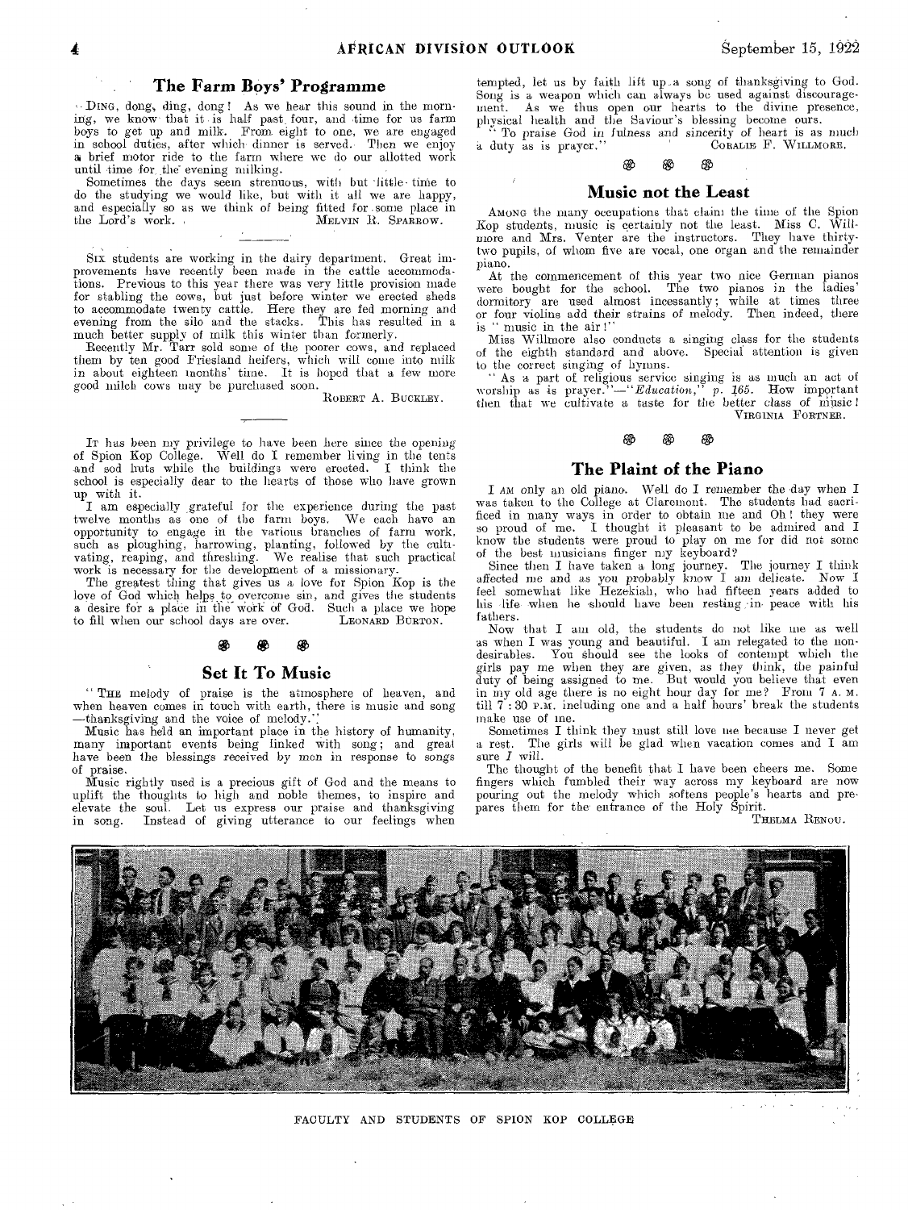## The Farm Boys' Programme

DING, dong, ding, dong! As we hear this sound in the morning, we know that it is half past four, and time for us farm boys to get up and milk. From eight to one, we are engaged in school duties, after which dinner is served. Then we enjoy a brief motor ride to the farm where we do our allotted work until time for the evening milking.

Sometimes the days seem strenuous, with but little time to do the studying we would like, but with it all we are happy, and especially so as we think of being fitted for some place in the Lord's work.

MELVIN R. SPARROW.

SIX students are working in the dairy department. Great improvements have recently been made in the cattle accommodations. Previous to this year there was very little provision made for stabling the cows, but just before winter we erected sheds to accommodate twenty cattle. Here they are fed morning and evening from the silo and the stacks. This has resulted in a much better supply of milk this winter than formerly.

Recently Mr. Tarr sold some of the poorer cows, and replaced them by ten good Friesland heifers, which will come into milk in about eighteen months' time. It is hoped that a few more good milch cows may be purchased soon.

ROBERT A. BUCKLEY.

IT has been my privilege to have been here since the opening of Spion Kop College. Well do I remember living in the tents and sod huts while the buildings were erected. I think the school is especially dear to the hearts of those who have grown up with it.

I am especially grateful for the experience during the past twelve months as one of the farm boys. We each have an opportunity to engage in the various branches of farm work, such as ploughing, harrowing, planting, followed by the cultivating, reaping, and threshing. We realise that such practical work is necessary for the development of a missionary.

The greatest thing that gives us a love for Spion Kop is the love of God which helps to overcome sin, and gives the students a desire for a place in the work of God. Such a place we hope to fill when our school days are over.

LEONARD BURTON.

## Set It To Music

"THE melody of praise is the atmosphere of heaven, and when heaven comes in touch with earth, there is music and song —thanksgiving and the voice of melody."

Music has held an important place in the history of humanity, many important events being linked with song; and great have been the blessings received by men in response to songs of praise.

Music rightly used is a precious gift of God and the means to uplift the thoughts to high and noble themes, to inspire and elevate the soul. Let us express our praise and thanksgiving in song. Instead of giving utterance to our feelings when tempted, let us by faith lift up a song of thanksgiving to God. Song is a weapon which can always be used against discouragement. As we thus open our hearts to the divine presence, physical health and the Saviour's blessing become ours.

"To praise God in fulness and sincerity of heart is as much a duty as is prayer."

CORALIE F. WILLMORE.

## Music not the Least

AMONG the many occupations that claim the time of the Spion Kop students, music is certainly not the least. Miss C. Willmore and Mrs. Venter are the instructors. They have thirty-two pupils, of whom five are vocal, one organ and the remainder piano.

At the commencement of this year two nice German pianos were bought for the school. The two pianos in the ladies' dormitory are used almost incessantly; while at times three or four violins add their strains of melody. Then indeed, there is "music in the air!"

Miss Willmore also conducts a singing class for the students of the eighth standard and above. Special attention is given to the correct singing of hymns.

"As a part of religious service singing is as much an act of worship as is prayer."—"*Education*," *p. 165*. How important then that we cultivate a taste for the better class of music!

VIRGINIA FORTNER.

## The Plaint of the Piano

I AM only an old piano. Well do I remember the day when I was taken to the College at Claremont. The students had sacrificed in many ways in order to obtain me and Oh! they were so proud of me. I thought it pleasant to be admired and I know the students were proud to play on me for did not some of the best musicians finger my keyboard?

Since then I have taken a long journey. The journey I think affected me and as you probably know I am delicate. Now I feel somewhat like Hezekiah, who had fifteen years added to his life when he should have been resting in peace with his fathers.

Now that I am old, the students do not like me as well as when I was young and beautiful. I am relegated to the non-desirables. You should see the looks of contempt which the girls pay me when they are given, as they think, the painful duty of being assigned to me. But would you believe that even in my old age there is no eight hour day for me? From 7 A.M. till 7 : 30 P.M. including one and a half hours' break the students make use of me.

Sometimes I think they must still love me because I never get a rest. The girls will be glad when vacation comes and I am sure *I* will.

The thought of the benefit that I have been cheers me. Some fingers which fumbled their way across my keyboard are now pouring out the melody which softens people's hearts and prepares them for the entrance of the Holy Spirit.

THELMA RENOU.

FACULTY AND STUDENTS OF SPION KOP COLLEGE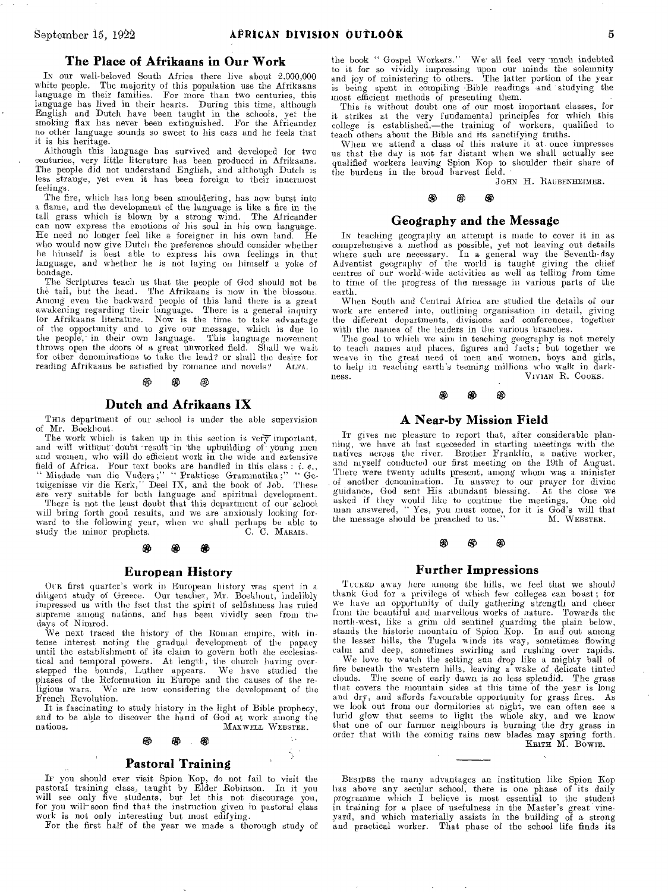## The Place of Afrikaans in Our Work

In our well-beloved South Africa there live about 2,000,000 white people. The majority of this population use the Afrikaans language in their families. For more than two centuries, this language has lived in their hearts. During this time, although English and Dutch have been taught in the schools, yet the smoking flax has never been extinguished. For the Africander no other language sounds so sweet to his ears and he feels that it is his heritage.

Although this language has survived and developed for two centuries, very little literature has been produced in Afrikaans. The people did not understand English, and although Dutch is less strange, yet even it has been foreign to their innermost feelings.

The fire, which has long been smouldering, has now burst into a flame, and the development of the language is like a fire in the tall grass which is blown by a strong wind. The Africander can now express the emotions of his soul in his own language. He need no longer feel like a foreigner in his own land. He who would now give Dutch the preference should consider whether he himself is best able to express his own feelings in that language, and whether he is not laying on himself a yoke of bondage.

The Scriptures teach us that the people of God should not be the tail, but the head. The Afrikaans is now in the blossom. Among even the backward people of this land there is a great awakening regarding their language. There is a general inquiry for Afrikaans literature. Now is the time to take advantage of the opportunity and to give our message, which is due to the people, in their own language. This language movement throws open the doors of a great unworked field. Shall we wait for other denominations to take the lead? or shall the desire for reading Afrikaans be satisfied by romance and novels? Alfa.

## Dutch and Afrikaans IX

This department of our school is under the able supervision of Mr. Boekhout.

The work which is taken up in this section is very important, and will without doubt result in the upbuilding of young men and women, who will do efficient work in the wide and extensive field of Africa. Four text books are handled in this class: *i. e.*, "Misdade van die Vaders;" "Praktiese Grammatika;" "Getuigenisse vir die Kerk," Deel IX, and the book of Job. These are very suitable for both language and spiritual development.

There is not the least doubt that this department of our school will bring forth good results, and we are anxiously looking forward to the following year, when we shall perhaps be able to study the minor prophets. C. C. Marais.

## European History

Our first quarter's work in European history was spent in a diligent study of Greece. Our teacher, Mr. Boekhout, indelibly impressed us with the fact that the spirit of selfishness has ruled supreme among nations, and has been vividly seen from the days of Nimrod.

We next traced the history of the Roman empire, with intense interest noting the gradual development of the papacy until the establishment of its claim to govern both the ecclesiastical and temporal powers. At length, the church having overstepped the bounds, Luther appears. We have studied the phases of the Reformation in Europe and the causes of the religious wars. We are now considering the development of the French Revolution.

It is fascinating to study history in the light of Bible prophecy, and to be able to discover the hand of God at work among the nations. Maxwell Webster.

## Pastoral Training

If you should ever visit Spion Kop, do not fail to visit the pastoral training class, taught by Elder Robinson. In it you will see only five students, but let this not discourage you, for you will soon find that the instruction given in pastoral class work is not only interesting but most edifying.

For the first half of the year we made a thorough study of the book "Gospel Workers." We all feel very much indebted to it for so vividly impressing upon our minds the solemnity and joy of ministering to others. The latter portion of the year is being spent in compiling Bible readings and studying the most efficient methods of presenting them.

This is without doubt one of our most important classes, for it strikes at the very fundamental principles for which this college is established,—the training of workers, qualified to teach others about the Bible and its sanctifying truths.

When we attend a class of this nature it at once impresses us that the day is not far distant when we shall actually see qualified workers leaving Spion Kop to shoulder their share of the burdens in the broad harvest field.

John H. Raubenheimer.

## Geography and the Message

In teaching geography an attempt is made to cover it in as comprehensive a method as possible, yet not leaving out details where such are necessary. In a general way the Seventh-day Adventist geography of the world is taught giving the chief centres of our world-wide activities as well as telling from time to time of the progress of the message in various parts of the earth.

When South and Central Africa are studied the details of our work are entered into, outlining organisation in detail, giving the different departments, divisions and conferences, together with the names of the leaders in the various branches.

The goal to which we aim in teaching geography is not merely to teach names and places, figures and facts; but together we weave in the great need of men and women, boys and girls, to help in reaching earth's teeming millions who walk in darkness. Vivian R. Cooks.

## A Near-by Mission Field

It gives me pleasure to report that, after considerable planning, we have at last succeeded in starting meetings with the natives across the river. Brother Franklin, a native worker, and myself conducted our first meeting on the 19th of August. There were twenty adults present, among whom was a minister of another denomination. In answer to our prayer for divine guidance, God sent His abundant blessing. At the close we asked if they would like to continue the meetings. One old man answered, "Yes, you must come, for it is God's will that the message should be preached to us." M. Webster.

## Further Impressions

Tucked away here among the hills, we feel that we should thank God for a privilege of which few colleges can boast; for we have an opportunity of daily gathering strength and cheer from the beautiful and marvellous works of nature. Towards the north-west, like a grim old sentinel guarding the plain below, stands the historic mountain of Spion Kop. In and out among the lesser hills, the Tugela winds its way, sometimes flowing calm and deep, sometimes swirling and rushing over rapids.

We love to watch the setting sun drop like a mighty ball of fire beneath the western hills, leaving a wake of delicate tinted clouds. The scene of early dawn is no less splendid. The grass that covers the mountain sides at this time of the year is long and dry, and affords favourable opportunity for grass fires. As we look out from our dormitories at night, we can often see a lurid glow that seems to light the whole sky, and we know that one of our farmer neighbours is burning the dry grass in order that with the coming rains new blades may spring forth.

Keith M. Bowie.

---

Besides the many advantages an institution like Spion Kop has above any secular school, there is one phase of its daily programme which I believe is most essential to the student in training for a place of usefulness in the Master's great vineyard, and which materially assists in the building of a strong and practical worker. That phase of the school life finds its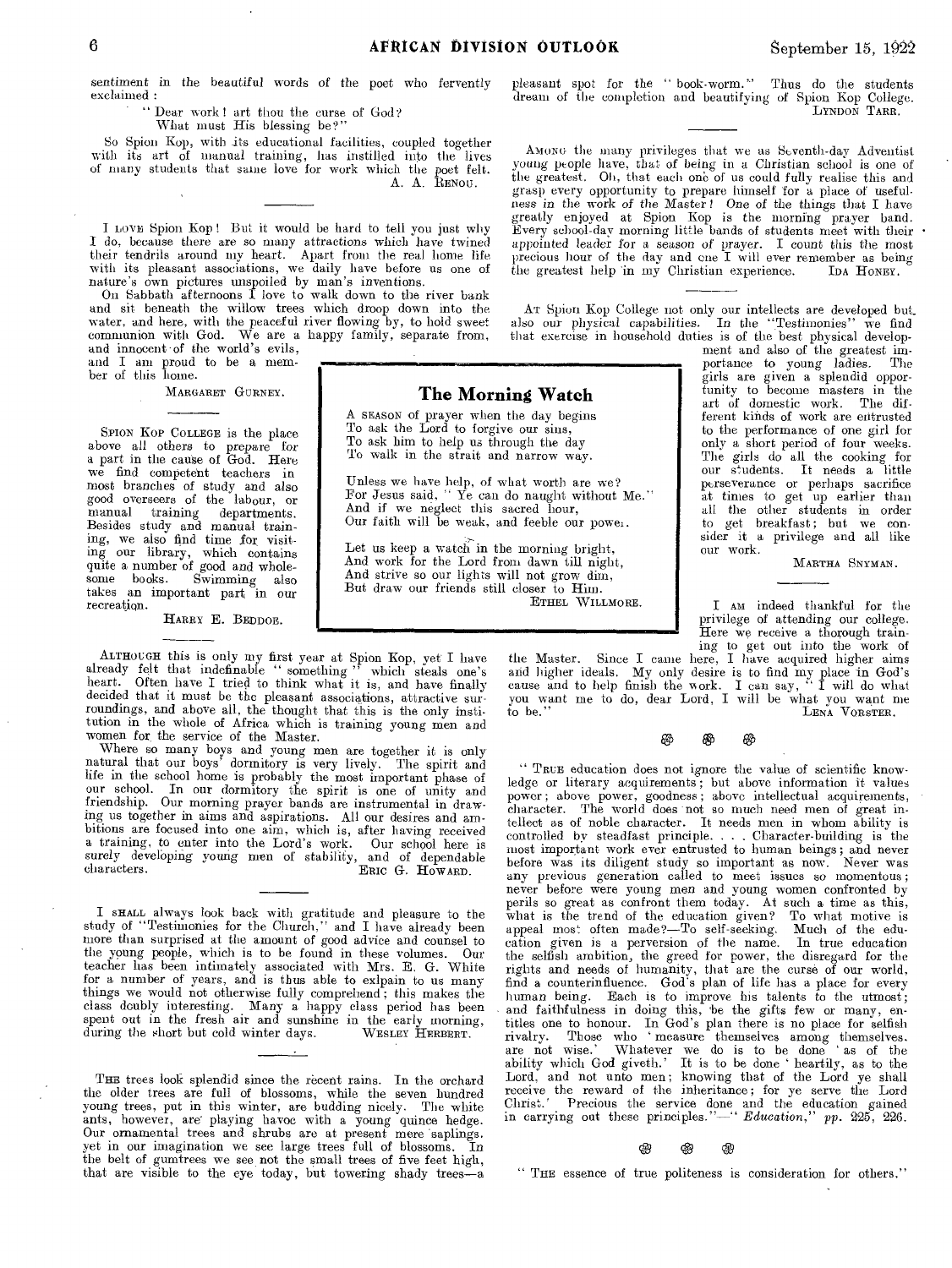sentiment in the beautiful words of the poet who fervently exclaimed:

> "Dear work! art thou the curse of God?
> What must His blessing be?"

So Spion Kop, with its educational facilities, coupled together with its art of manual training, has instilled into the lives of many students that same love for work which the poet felt.

A. A. RENOU.

---

I LOVE Spion Kop! But it would be hard to tell you just why I do, because there are so many attractions which have twined their tendrils around my heart. Apart from the real home life with its pleasant associations, we daily have before us one of nature's own pictures unspoiled by man's inventions.

On Sabbath afternoons I love to walk down to the river bank and sit beneath the willow trees which droop down into the water, and here, with the peaceful river flowing by, to hold sweet communion with God. We are a happy family, separate from, and innocent of the world's evils, and I am proud to be a member of this home.

MARGARET GURNEY.

---

SPION KOP COLLEGE is the place above all others to prepare for a part in the cause of God. Here we find competent teachers in most branches of study and also good overseers of the labour, or manual training departments. Besides study and manual training, we also find time for visiting our library, which contains quite a number of good and wholesome books. Swimming also takes an important part in our recreation.

HARRY E. BEDDOE.

---

ALTHOUGH this is only my first year at Spion Kop, yet I have already felt that indefinable "something" which steals one's heart. Often have I tried to think what it is, and have finally decided that it must be the pleasant associations, attractive surroundings, and above all, the thought that this is the only institution in the whole of Africa which is training young men and women for the service of the Master.

Where so many boys and young men are together it is only natural that our boys' dormitory is very lively. The spirit and life in the school home is probably the most important phase of our school. In our dormitory the spirit is one of unity and friendship. Our morning prayer bands are instrumental in drawing us together in aims and aspirations. All our desires and ambitions are focused into one aim, which is, after having received a training, to enter into the Lord's work. Our school here is surely developing young men of stability, and of dependable characters.

ERIC G. HOWARD.

---

I SHALL always look back with gratitude and pleasure to the study of "Testimonies for the Church," and I have already been more than surprised at the amount of good advice and counsel to the young people, which is to be found in these volumes. Our teacher has been intimately associated with Mrs. E. G. White for a number of years, and is thus able to exlpain to us many things we would not otherwise fully comprehend; this makes the class doubly interesting. Many a happy class period has been spent out in the fresh air and sunshine in the early morning, during the short but cold winter days.

WESLEY HERBERT.

---

THE trees look splendid since the recent rains. In the orchard the older trees are full of blossoms, while the seven hundred young trees, put in this winter, are budding nicely. The white ants, however, are playing havoc with a young quince hedge. Our ornamental trees and shrubs are at present mere saplings, yet in our imagination we see large trees full of blossoms. In the belt of gumtrees we see not the small trees of five feet high, that are visible to the eye today, but towering shady trees—a pleasant spot for the "book-worm." Thus do the students dream of the completion and beautifying of Spion Kop College.

LYNDON TARR.

---

AMONG the many privileges that we as Seventh-day Adventist young people have, that of being in a Christian school is one of the greatest. Oh, that each one of us could fully realise this and grasp every opportunity to prepare himself for a place of usefulness in the work of the Master! One of the things that I have greatly enjoyed at Spion Kop is the morning prayer band. Every school-day morning little bands of students meet with their appointed leader for a season of prayer. I count this the most precious hour of the day and one I will ever remember as being the greatest help in my Christian experience.

IDA HONEY.

---

AT Spion Kop College not only our intellects are developed but also our physical capabilities. In the "Testimonies" we find that exercise in household duties is of the best physical development and also of the greatest importance to young ladies. The girls are given a splendid opportunity to become masters in the art of domestic work. The different kinds of work are entrusted to the performance of one girl for only a short period of four weeks. The girls do all the cooking for our students. It needs a little perseverance or perhaps sacrifice at times to get up earlier than all the other students in order to get breakfast; but we consider it a privilege and all like our work.

MARTHA SNYMAN.

---

## The Morning Watch

A SEASON of prayer when the day begins
To ask the Lord to forgive our sins,
To ask him to help us through the day
To walk in the strait and narrow way.

Unless we have help, of what worth are we?
For Jesus said, "Ye can do naught without Me."
And if we neglect this sacred hour,
Our faith will be weak, and feeble our power.

Let us keep a watch in the morning bright,
And work for the Lord from dawn till night,
And strive so our lights will not grow dim,
But draw our friends still closer to Him.

ETHEL WILLMORE.

---

I AM indeed thankful for the privilege of attending our college. Here we receive a thorough training to get out into the work of the Master. Since I came here, I have acquired higher aims and higher ideals. My only desire is to find my place in God's cause and to help finish the work. I can say, "I will do what you want me to do, dear Lord, I will be what you want me to be."

LENA VORSTER.

❀ ❀ ❀

"TRUE education does not ignore the value of scientific knowledge or literary acquirements; but above information it values power; above power, goodness; above intellectual acquirements, character. The world does not so much need men of great intellect as of noble character. It needs men in whom ability is controlled by steadfast principle. . . . Character-building is the most important work ever entrusted to human beings; and never before was its diligent study so important as now. Never was any previous generation called to meet issues so momentous; never before were young men and young women confronted by perils so great as confront them today. At such a time as this, what is the trend of the education given? To what motive is appeal most often made?—To self-seeking. Much of the education given is a perversion of the name. In true education the selfish ambition, the greed for power, the disregard for the rights and needs of humanity, that are the curse of our world, find a counterinfluence. God's plan of life has a place for every human being. Each is to improve his talents to the utmost; and faithfulness in doing this, be the gifts few or many, entitles one to honour. In God's plan there is no place for selfish rivalry. Those who 'measure themselves among themselves, are not wise.' Whatever we do is to be done 'as of the ability which God giveth.' It is to be done 'heartily, as to the Lord, and not unto men; knowing that of the Lord ye shall receive the reward of the inheritance; for ye serve the Lord Christ.' Precious the service done and the education gained in carrying out these principles."—"*Education*," *pp.* 225, 226.

❀ ❀ ❀

"THE essence of true politeness is consideration for others."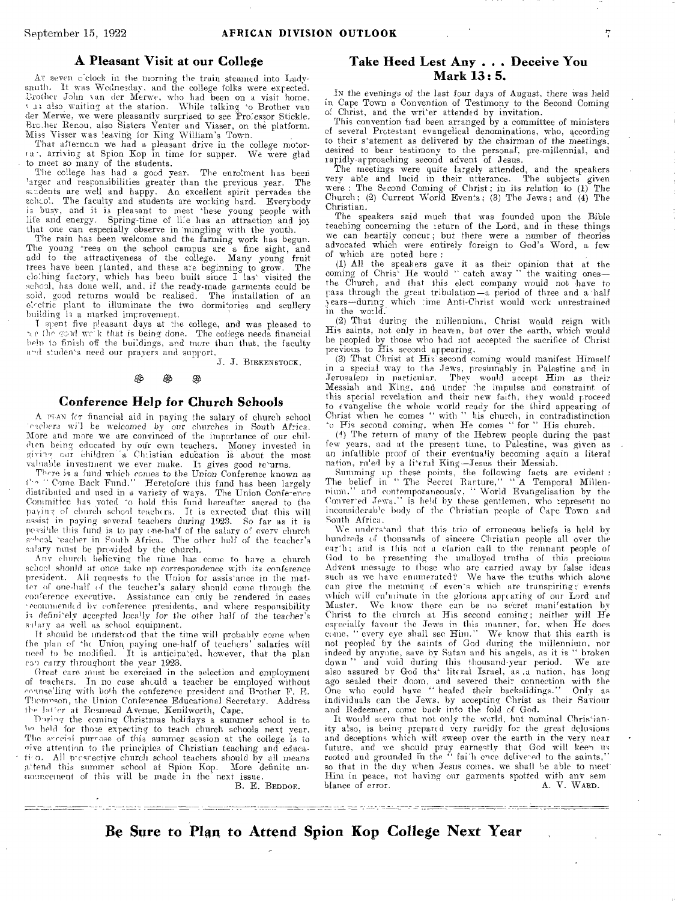## A Pleasant Visit at our College

AT seven o'clock in the morning the train steamed into Ladysmith. It was Wednesday, and the college folks were expected. Brother John van der Merwe, who had been on a visit home, was also waiting at the station. While talking to Brother van der Merwe, we were pleasantly surprised to see Professor Stickle, Brother Renou, also Sisters Venter and Visser, on the platform. Miss Visser was leaving for King William's Town.

That afternoon we had a pleasant drive in the college motor-car, arriving at Spion Kop in time for supper. We were glad to meet so many of the students.

The college has had a good year. The enrolment has been larger and responsibilities greater than the previous year. The students are well and happy. An excellent spirit pervades the school. The faculty and students are working hard. Everybody is busy, and it is pleasant to meet these young people with life and energy. Spring-time of life has an attraction and joy that one can especially observe in mingling with the youth.

The rain has been welcome and the farming work has begun. The young trees on the school campus are a fine sight, and add to the attractiveness of the college. Many young fruit trees have been planted, and these are beginning to grow. The clothing factory, which has been built since I last visited the school, has done well, and, if the ready-made garments could be sold, good returns would be realised. The installation of an electric plant to illuminate the two dormitories and scullery building is a marked improvement.

I spent five pleasant days at the college, and was pleased to see the good work that is being done. The college needs financial help to finish off the buildings, and more than that, the faculty and students need our prayers and support.

J. J. BIRKENSTOCK.

## Conference Help for Church Schools

A PLAN for financial aid in paying the salary of church school teachers will be welcomed by our churches in South Africa. More and more we are convinced of the importance of our children being educated by our own teachers. Money invested in giving our children a Christian education is about the most valuable investment we ever make. It gives good returns.

There is a fund which comes to the Union Conference known as the "Come Back Fund." Heretofore this fund has been largely distributed and used in a variety of ways. The Union Conference Committee has voted to hold this fund hereafter sacred to the paying of church school teachers. It is expected that this will assist in paying several teachers during 1923. So far as it is possible this fund is to pay one-half of the salary of every church school teacher in South Africa. The other half of the teacher's salary must be provided by the church.

Any church believing the time has come to have a church school should at once take up correspondence with its conference president. All requests to the Union for assistance in the matter of one-half of the teacher's salary should come through the conference executive. Assistance can only be rendered in cases recommended by conference presidents, and where responsibility is definitely accepted locally for the other half of the teacher's salary as well as school equipment.

It should be understood that the time will probably come when the plan of the Union paying one-half of teachers' salaries will need to be modified. It is anticipated, however, that the plan can carry throughout the year 1923.

Great care must be exercised in the selection and employment of teachers. In no case should a teacher be employed without counselling with both the conference president and Brother F. E. Thompson, the Union Conference Educational Secretary. Address the latter at Rosmead Avenue, Kenilworth, Cape.

During the coming Christmas holidays a summer school is to be held for those expecting to teach church schools next year. The special purpose of this summer session at the college is to give attention to the principles of Christian teaching and education. All prospective church school teachers should by all means attend this summer school at Spion Kop. More definite announcement of this will be made in the next issue.

B. E. BEDDOE.

## Take Heed Lest Any . . . Deceive You Mark 13: 5.

IN the evenings of the last four days of August, there was held in Cape Town a Convention of Testimony to the Second Coming of Christ, and the writer attended by invitation.

This convention had been arranged by a committee of ministers of several Protestant evangelical denominations, who, according to their statement as delivered by the chairman of the meetings, desired to bear testimony to the personal, pre-millennial, and rapidly-approaching second advent of Jesus.

The meetings were quite largely attended, and the speakers very able and lucid in their utterance. The subjects given were: The Second Coming of Christ; in its relation to (1) The Church; (2) Current World Events; (3) The Jews; and (4) The Christian.

The speakers said much that was founded upon the Bible teaching concerning the return of the Lord, and in these things we can heartily concur; but there were a number of theories advocated which were entirely foreign to God's Word, a few of which are noted here:

(1) All the speakers gave it as their opinion that at the coming of Christ He would "catch away" the waiting ones—the Church, and that this elect company would not have to pass through the great tribulation—a period of three and a half years—during which time Anti-Christ would work unrestrained in the world.

(2) That during the millennium, Christ would reign with His saints, not only in heaven, but over the earth, which would be peopled by those who had not accepted the sacrifice of Christ previous to His second appearing.

(3) That Christ at His second coming would manifest Himself in a special way to the Jews, presumably in Palestine and in Jerusalem in particular. They would accept Him as their Messiah and King, and under the impulse and constraint of this special revelation and their new faith, they would proceed to evangelise the whole world ready for the third appearing of Christ when he comes "with" his church, in contradistinction to His second coming, when He comes "for" His church.

(4) The return of many of the Hebrew people during the past few years, and at the present time, to Palestine, was given as an infallible proof of their eventually becoming again a literal nation, ruled by a literal King—Jesus their Messiah.

Summing up these points, the following facts are evident: The belief in "The Secret Rapture," "A Temporal Millennium," and contemporaneously, "World Evangelisation by the Converted Jews." is held by these gentlemen, who represent no inconsiderable body of the Christian people of Cape Town and South Africa.

We understand that this trio of erroneous beliefs is held by hundreds of thousands of sincere Christian people all over the earth; and is this not a clarion call to the remnant people of God to be presenting the unalloyed truths of this precious Advent message to those who are carried away by false ideas such as we have enumerated? We have the truths which alone can give the meaning of events which are transpiring; events which will culminate in the glorious appearing of our Lord and Master. We know there can be no secret manifestation by Christ to the church at His second coming; neither will He especially favour the Jews in this manner, for, when He does come, "every eye shall see Him." We know that this earth is not peopled by the saints of God during the millennium, nor indeed by anyone, save by Satan and his angels, as it is "broken down" and void during this thousand-year period. We are also assured by God that literal Israel, as a nation, has long ago sealed their doom, and severed their connection with the One who could have "healed their backslidings." Only as individuals can the Jews, by accepting Christ as their Saviour and Redeemer, come back into the fold of God.

It would seem that not only the world, but nominal Christianity also, is being prepared very rapidly for the great delusions and deceptions which will sweep over the earth in the very near future, and we should pray earnestly that God will keep us rooted and grounded in the "faith once delivered to the saints," so that in the day when Jesus comes, we shall be able to meet Him in peace, not having our garments spotted with any semblance of error.

A. V. WARD.

**Be Sure to Plan to Attend Spion Kop College Next Year**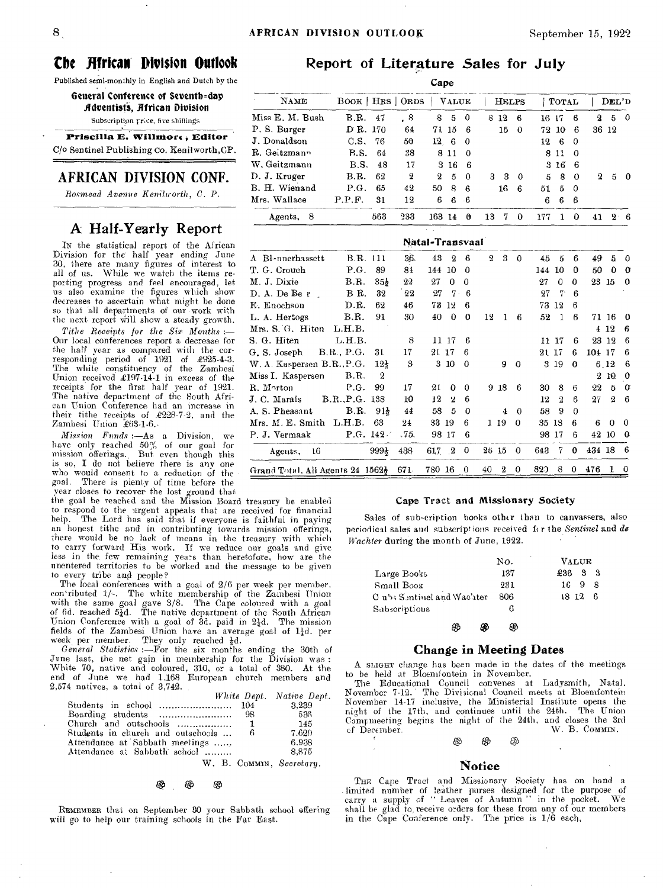# The African Division Outlook

Published semi-monthly in English and Dutch by the

**General Conference of Seventh-day Adventists, African Division**

Subscription price, five shillings

**Priscilla E. Willmore, Editor**

C/o Sentinel Publishing Co. Kenilworth, CP.

## AFRICAN DIVISION CONF.

*Rosmead Avenue Kenilworth, C. P.*

## A Half-Yearly Report

IN the statistical report of the African Division for the half year ending June 30, there are many figures of interest to all of us. While we watch the items reporting progress and feel encouraged, let us also examine the figures which show decreases to ascertain what might be done so that all departments of our work with the next report will show a steady growth.

*Tithe Receipts for the Six Months* :—Our local conferences report a decrease for the half year as compared with the corresponding period of 1921 of £925-4-3. The white constituency of the Zambesi Union received £197-14-1 in excess of the receipts for the first half year of 1921. The native department of the South African Union Conference had an increase in their tithe receipts of £228-7-2, and the Zambesi Union £63-1-6.

*Mission Funds* :—As a Division, we have only reached 50% of our goal for mission offerings. But even though this is so, I do not believe there is any one who would consent to a reduction of the goal. There is plenty of time before the year closes to recover the lost ground that the goal be reached and the Mission Board treasury be enabled to respond to the urgent appeals that are received for financial help. The Lord has said that if everyone is faithful in paying an honest tithe and in contributing towards mission offerings, there would be no lack of means in the treasury with which to carry forward His work. If we reduce our goals and give less in the few remaining years than heretofore, how are the unentered territories to be worked and the message to be given to every tribe and people?

The local conferences with a goal of 2/6 per week per member, contributed 1/-. The white membership of the Zambesi Union with the same goal gave 3/8. The Cape coloured with a goal of 6d. reached 5¾d. The native department of the South African Union Conference with a goal of 3d. paid in 2¼d. The mission fields of the Zambesi Union have an average goal of 1½d. per week per member. They only reached ½d.

*General Statistics* :—For the six months ending the 30th of June last, the net gain in membership for the Division was: White 70, native and coloured, 310, or a total of 380. At the end of June we had 1,168 European church members and 2,574 natives, a total of 3,742.

| | White Dept. | Native Dept. |
|---|---|---|
| Students in school | 104 | 3,239 |
| Boarding students | 98 | 536 |
| Church and outschools | 1 | 145 |
| Students in church and outschools | 6 | 7,629 |
| Attendance at Sabbath meetings | | 6,938 |
| Attendance at Sabbath school | | 8,875 |

W. B. COMMIN, *Secretary*.

REMEMBER that on September 30 your Sabbath school offering will go to help our training schools in the Far East.

## Report of Literature Sales for July

### Cape

| NAME | BOOK | HRS | ORDS | VALUE | HELPS | TOTAL | DEL'D |
|---|---|---|---|---|---|---|---|
| Miss E. M. Bush | B.R. | 47 | 8 | 8 5 0 | 8 12 6 | 16 17 6 | 2 5 0 |
| P. S. Burger | D.R. | 170 | 64 | 71 15 6 | 15 0 | 72 10 6 | 36 12 |
| J. Donaldson | C.S. | 76 | 50 | 12 6 0 | | 12 6 0 | |
| R. Geitzmann | B.S. | 64 | 38 | 8 11 0 | | 8 11 0 | |
| W. Geitzmann | B.S. | 48 | 17 | 3 16 6 | | 3 16 6 | |
| D. J. Kruger | B.R. | 62 | 2 | 2 5 0 | 3 3 0 | 5 8 0 | 2 5 0 |
| B. H. Wienand | P.G. | 65 | 42 | 50 8 6 | 16 6 | 51 5 0 | |
| Mrs. Wallace | P.P.F. | 31 | 12 | 6 6 6 | | 6 6 6 | |
| Agents, 8 | | 563 | 233 | 163 14 0 | 13 7 0 | 177 1 0 | 41 2 6 |

### Natal-Transvaal

| NAME | BOOK | HRS | ORDS | VALUE | HELPS | TOTAL | DEL'D |
|---|---|---|---|---|---|---|---|
| A. Blennerhassett | B.R. | 111 | 36 | 43 2 6 | 2 3 0 | 45 5 6 | 49 5 0 |
| T. G. Crouch | P.G. | 89 | 84 | 144 10 0 | | 144 10 0 | 50 0 0 |
| M. J. Dixie | B.R. | 35½ | 22 | 27 0 0 | | 27 0 0 | 23 15 0 |
| D. A. De Beer | B.R. | 32 | 22 | 27 7 6 | | 27 7 6 | |
| E. Enochson | D.R. | 62 | 46 | 73 12 6 | | 73 12 6 | |
| L. A. Hertogs | B.R. | 91 | 30 | 40 0 0 | 12 1 6 | 52 1 6 | 71 16 0 |
| Mrs. S. G. Hiten | L.H.B. | | | | | | 4 12 6 |
| S. G. Hiten | L.H.B. | | 8 | 11 17 6 | | 11 17 6 | 23 12 6 |
| G. S. Joseph | B.R., P.G. | 31 | 17 | 21 17 6 | | 21 17 6 | 104 17 6 |
| W. A. Kaspersen | B.R., P.G. | 12½ | 3 | 3 10 0 | 9 0 | 3 19 0 | 6 12 6 |
| Miss I. Kaspersen | B.R. | 2 | | | | | 2 10 0 |
| R. Morton | P.G. | 99 | 17 | 21 0 0 | 9 18 6 | 30 8 6 | 22 5 0 |
| J. C. Marais | B.R., P.G. | 138 | 10 | 12 2 6 | | 12 2 6 | 27 2 6 |
| A. S. Pheasant | B.R. | 91½ | 44 | 58 5 0 | 4 0 | 58 9 0 | |
| Mrs. M. E. Smith | L.H.B. | 63 | 24 | 33 19 6 | 1 19 0 | 35 18 6 | 6 0 0 |
| P. J. Vermaak | P.G. | 142 | 75 | 98 17 6 | | 98 17 6 | 42 10 0 |
| Agents, 16 | | 999½ | 438 | 617 2 0 | 26 15 0 | 643 7 0 | 434 18 6 |
| Grand Total, All Agents 24 | | 1562½ | 671 | 780 16 0 | 40 2 0 | 820 8 0 | 476 1 0 |

### Cape Tract and Missionary Society

Sales of subscription books other than to canvassers, also periodical sales and subscriptions received for the *Sentinel* and *de Wachter* during the month of June, 1922.

| | No. | Value |
|---|---|---|
| Large Books | 137 | £36 3 3 |
| Small Books | 231 | 16 9 8 |
| Clubs Sentinel and Wachter | 806 | 18 12 6 |
| Subscriptions | 6 | |

### Change in Meeting Dates

A SLIGHT change has been made in the dates of the meetings to be held at Bloemfontein in November.

The Educational Council convenes at Ladysmith, Natal, November 7-12. The Divisional Council meets at Bloemfontein November 14-17 inclusive, the Ministerial Institute opens the night of the 17th, and continues until the 24th. The Union Campmeeting begins the night of the 24th, and closes the 3rd of December.

W. B. COMMIN.

### Notice

THE Cape Tract and Missionary Society has on hand a limited number of leather purses designed for the purpose of carry a supply of "Leaves of Autumn" in the pocket. We shall be glad to receive orders for these from any of our members in the Cape Conference only. The price is 1/6 each.